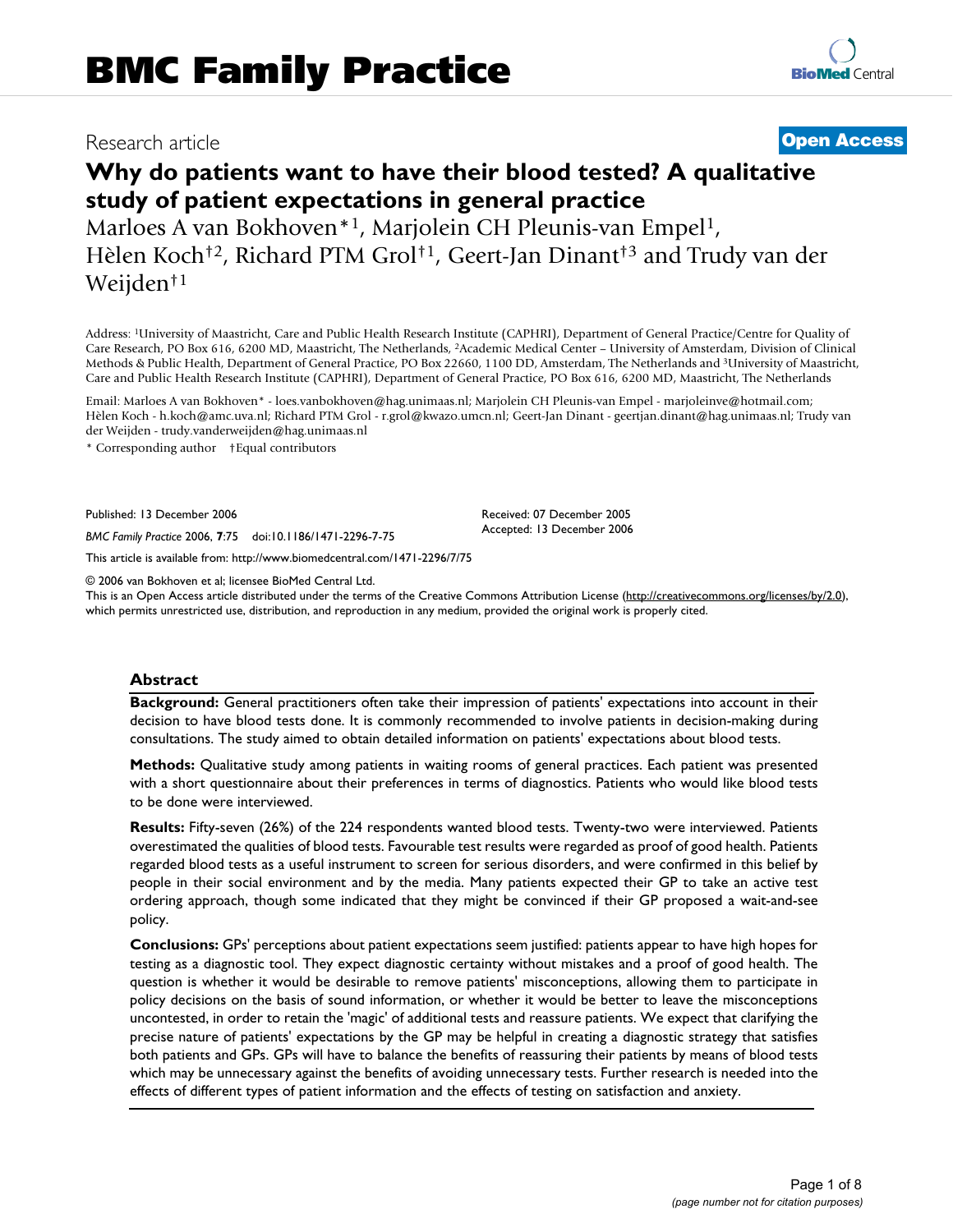# BMC Family Practice

Research article

**Open Access**

# Why do patients want to have their blood tested? A qualitative study of patient expectations in general practice

Marloes A van Bokhoven*[1], Marjolein CH Pleunis-van Empel[1], Hèlen Koch†[2], Richard PTM Grol†[1], Geert-Jan Dinant†[3] and Trudy van der Weijden†[1]

Address: [1]University of Maastricht, Care and Public Health Research Institute (CAPHRI), Department of General Practice/Centre for Quality of Care Research, PO Box 616, 6200 MD, Maastricht, The Netherlands, [2]Academic Medical Center – University of Amsterdam, Division of Clinical Methods & Public Health, Department of General Practice, PO Box 22660, 1100 DD, Amsterdam, The Netherlands and [3]University of Maastricht, Care and Public Health Research Institute (CAPHRI), Department of General Practice, PO Box 616, 6200 MD, Maastricht, The Netherlands

Email: Marloes A van Bokhoven* - loes.vanbokhoven@hag.unimaas.nl; Marjolein CH Pleunis-van Empel - marjoleinve@hotmail.com; Hèlen Koch - h.koch@amc.uva.nl; Richard PTM Grol - r.grol@kwazo.umcn.nl; Geert-Jan Dinant - geertjan.dinant@hag.unimaas.nl; Trudy van der Weijden - trudy.vanderweijden@hag.unimaas.nl

\* Corresponding author †Equal contributors

Published: 13 December 2006

*BMC Family Practice* 2006, **7**:75 doi:10.1186/1471-2296-7-75

Received: 07 December 2005
Accepted: 13 December 2006

This article is available from: http://www.biomedcentral.com/1471-2296/7/75

© 2006 van Bokhoven et al; licensee BioMed Central Ltd.
This is an Open Access article distributed under the terms of the Creative Commons Attribution License (http://creativecommons.org/licenses/by/2.0), which permits unrestricted use, distribution, and reproduction in any medium, provided the original work is properly cited.

## Abstract

**Background:** General practitioners often take their impression of patients' expectations into account in their decision to have blood tests done. It is commonly recommended to involve patients in decision-making during consultations. The study aimed to obtain detailed information on patients' expectations about blood tests.

**Methods:** Qualitative study among patients in waiting rooms of general practices. Each patient was presented with a short questionnaire about their preferences in terms of diagnostics. Patients who would like blood tests to be done were interviewed.

**Results:** Fifty-seven (26%) of the 224 respondents wanted blood tests. Twenty-two were interviewed. Patients overestimated the qualities of blood tests. Favourable test results were regarded as proof of good health. Patients regarded blood tests as a useful instrument to screen for serious disorders, and were confirmed in this belief by people in their social environment and by the media. Many patients expected their GP to take an active test ordering approach, though some indicated that they might be convinced if their GP proposed a wait-and-see policy.

**Conclusions:** GPs' perceptions about patient expectations seem justified: patients appear to have high hopes for testing as a diagnostic tool. They expect diagnostic certainty without mistakes and a proof of good health. The question is whether it would be desirable to remove patients' misconceptions, allowing them to participate in policy decisions on the basis of sound information, or whether it would be better to leave the misconceptions uncontested, in order to retain the 'magic' of additional tests and reassure patients. We expect that clarifying the precise nature of patients' expectations by the GP may be helpful in creating a diagnostic strategy that satisfies both patients and GPs. GPs will have to balance the benefits of reassuring their patients by means of blood tests which may be unnecessary against the benefits of avoiding unnecessary tests. Further research is needed into the effects of different types of patient information and the effects of testing on satisfaction and anxiety.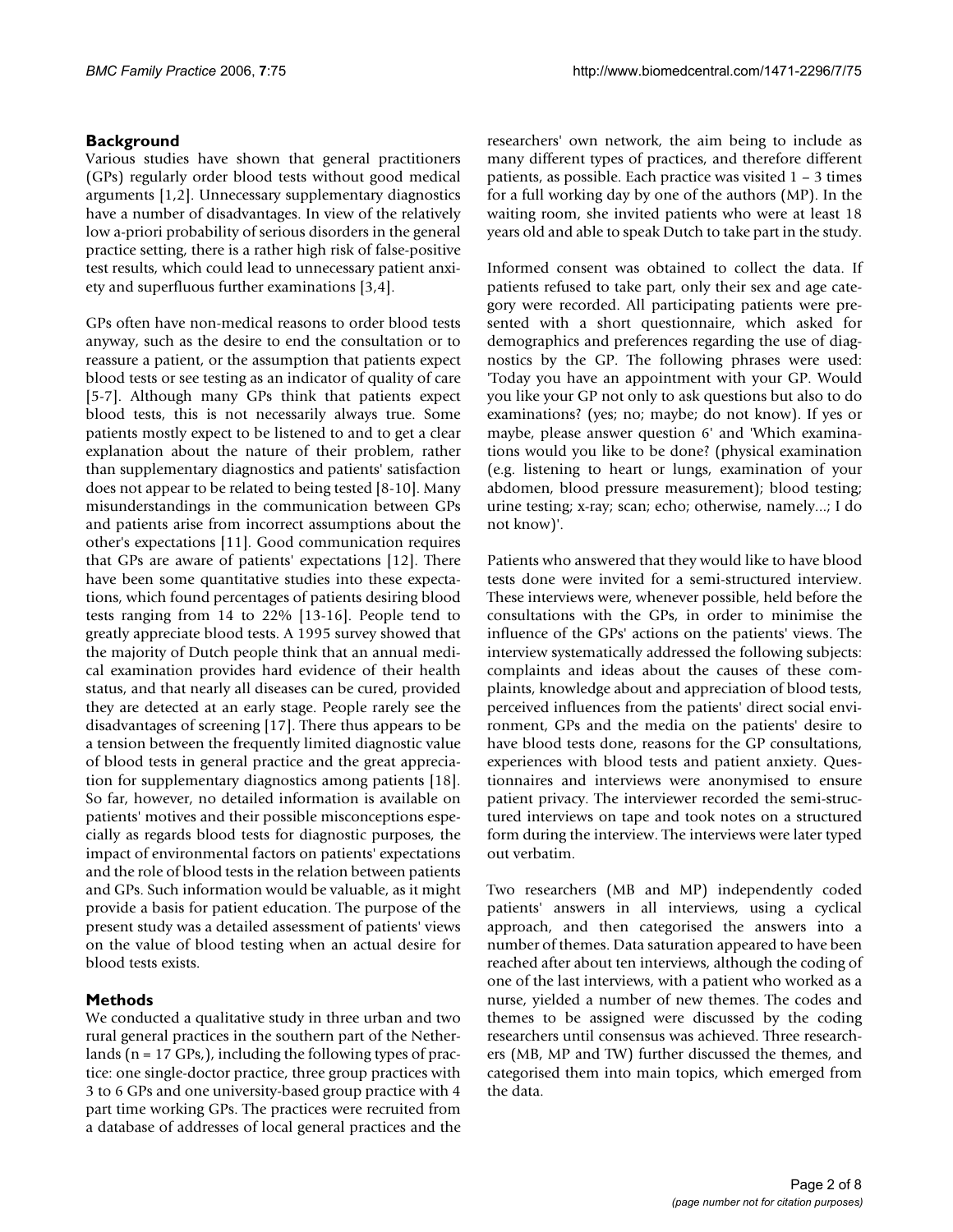## Background

Various studies have shown that general practitioners (GPs) regularly order blood tests without good medical arguments [1,2]. Unnecessary supplementary diagnostics have a number of disadvantages. In view of the relatively low a-priori probability of serious disorders in the general practice setting, there is a rather high risk of false-positive test results, which could lead to unnecessary patient anxiety and superfluous further examinations [3,4].

GPs often have non-medical reasons to order blood tests anyway, such as the desire to end the consultation or to reassure a patient, or the assumption that patients expect blood tests or see testing as an indicator of quality of care [5-7]. Although many GPs think that patients expect blood tests, this is not necessarily always true. Some patients mostly expect to be listened to and to get a clear explanation about the nature of their problem, rather than supplementary diagnostics and patients' satisfaction does not appear to be related to being tested [8-10]. Many misunderstandings in the communication between GPs and patients arise from incorrect assumptions about the other's expectations [11]. Good communication requires that GPs are aware of patients' expectations [12]. There have been some quantitative studies into these expectations, which found percentages of patients desiring blood tests ranging from 14 to 22% [13-16]. People tend to greatly appreciate blood tests. A 1995 survey showed that the majority of Dutch people think that an annual medical examination provides hard evidence of their health status, and that nearly all diseases can be cured, provided they are detected at an early stage. People rarely see the disadvantages of screening [17]. There thus appears to be a tension between the frequently limited diagnostic value of blood tests in general practice and the great appreciation for supplementary diagnostics among patients [18]. So far, however, no detailed information is available on patients' motives and their possible misconceptions especially as regards blood tests for diagnostic purposes, the impact of environmental factors on patients' expectations and the role of blood tests in the relation between patients and GPs. Such information would be valuable, as it might provide a basis for patient education. The purpose of the present study was a detailed assessment of patients' views on the value of blood testing when an actual desire for blood tests exists.

## Methods

We conducted a qualitative study in three urban and two rural general practices in the southern part of the Netherlands (n = 17 GPs,), including the following types of practice: one single-doctor practice, three group practices with 3 to 6 GPs and one university-based group practice with 4 part time working GPs. The practices were recruited from a database of addresses of local general practices and the researchers' own network, the aim being to include as many different types of practices, and therefore different patients, as possible. Each practice was visited 1 – 3 times for a full working day by one of the authors (MP). In the waiting room, she invited patients who were at least 18 years old and able to speak Dutch to take part in the study.

Informed consent was obtained to collect the data. If patients refused to take part, only their sex and age category were recorded. All participating patients were presented with a short questionnaire, which asked for demographics and preferences regarding the use of diagnostics by the GP. The following phrases were used: 'Today you have an appointment with your GP. Would you like your GP not only to ask questions but also to do examinations? (yes; no; maybe; do not know). If yes or maybe, please answer question 6' and 'Which examinations would you like to be done? (physical examination (e.g. listening to heart or lungs, examination of your abdomen, blood pressure measurement); blood testing; urine testing; x-ray; scan; echo; otherwise, namely...; I do not know)'.

Patients who answered that they would like to have blood tests done were invited for a semi-structured interview. These interviews were, whenever possible, held before the consultations with the GPs, in order to minimise the influence of the GPs' actions on the patients' views. The interview systematically addressed the following subjects: complaints and ideas about the causes of these complaints, knowledge about and appreciation of blood tests, perceived influences from the patients' direct social environment, GPs and the media on the patients' desire to have blood tests done, reasons for the GP consultations, experiences with blood tests and patient anxiety. Questionnaires and interviews were anonymised to ensure patient privacy. The interviewer recorded the semi-structured interviews on tape and took notes on a structured form during the interview. The interviews were later typed out verbatim.

Two researchers (MB and MP) independently coded patients' answers in all interviews, using a cyclical approach, and then categorised the answers into a number of themes. Data saturation appeared to have been reached after about ten interviews, although the coding of one of the last interviews, with a patient who worked as a nurse, yielded a number of new themes. The codes and themes to be assigned were discussed by the coding researchers until consensus was achieved. Three researchers (MB, MP and TW) further discussed the themes, and categorised them into main topics, which emerged from the data.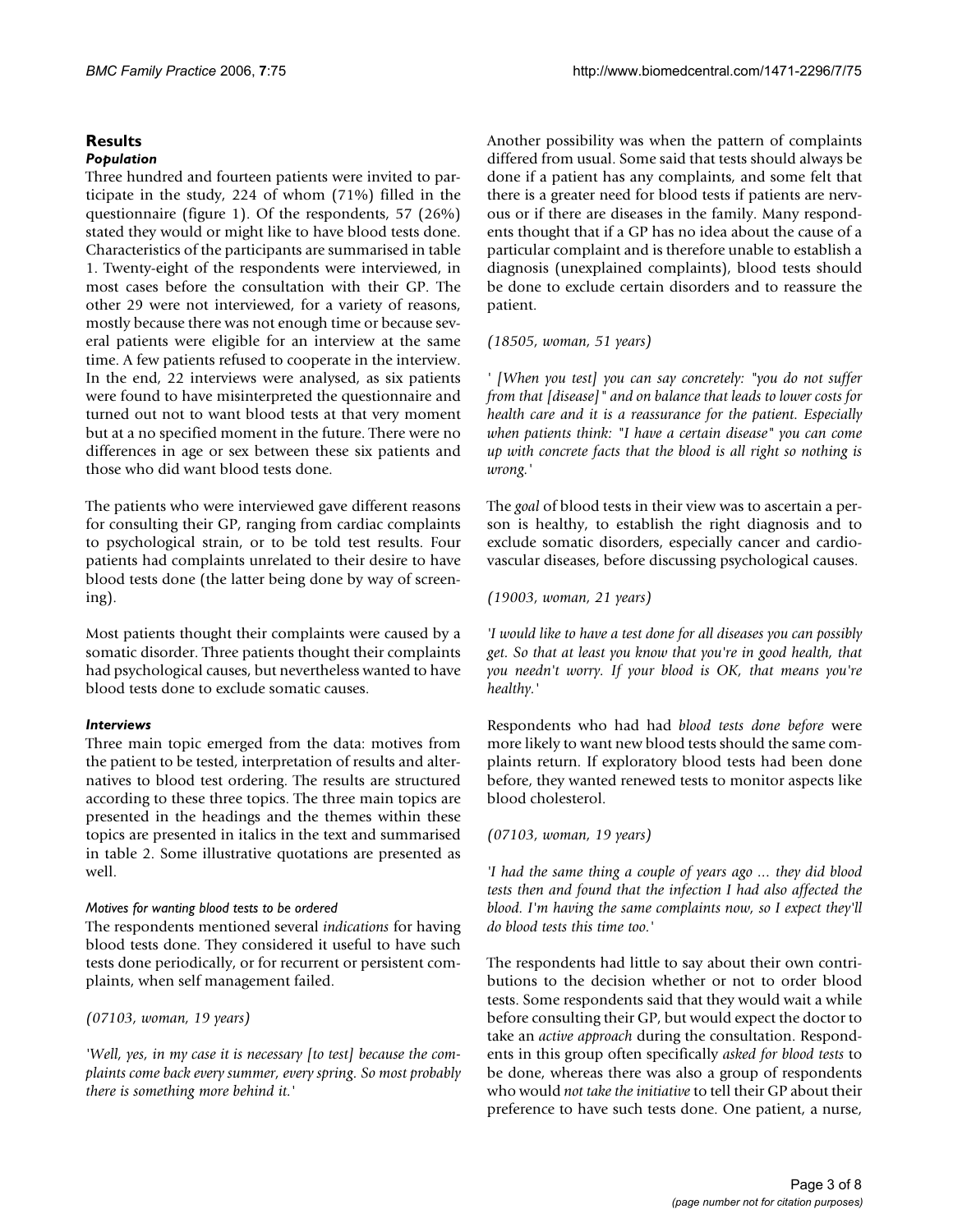## Results

### Population

Three hundred and fourteen patients were invited to participate in the study, 224 of whom (71%) filled in the questionnaire (figure 1). Of the respondents, 57 (26%) stated they would or might like to have blood tests done. Characteristics of the participants are summarised in table 1. Twenty-eight of the respondents were interviewed, in most cases before the consultation with their GP. The other 29 were not interviewed, for a variety of reasons, mostly because there was not enough time or because several patients were eligible for an interview at the same time. A few patients refused to cooperate in the interview. In the end, 22 interviews were analysed, as six patients were found to have misinterpreted the questionnaire and turned out not to want blood tests at that very moment but at a no specified moment in the future. There were no differences in age or sex between these six patients and those who did want blood tests done.

The patients who were interviewed gave different reasons for consulting their GP, ranging from cardiac complaints to psychological strain, or to be told test results. Four patients had complaints unrelated to their desire to have blood tests done (the latter being done by way of screening).

Most patients thought their complaints were caused by a somatic disorder. Three patients thought their complaints had psychological causes, but nevertheless wanted to have blood tests done to exclude somatic causes.

### Interviews

Three main topic emerged from the data: motives from the patient to be tested, interpretation of results and alternatives to blood test ordering. The results are structured according to these three topics. The three main topics are presented in the headings and the themes within these topics are presented in italics in the text and summarised in table 2. Some illustrative quotations are presented as well.

#### Motives for wanting blood tests to be ordered

The respondents mentioned several *indications* for having blood tests done. They considered it useful to have such tests done periodically, or for recurrent or persistent complaints, when self management failed.

*(07103, woman, 19 years)*

*'Well, yes, in my case it is necessary [to test] because the complaints come back every summer, every spring. So most probably there is something more behind it.'*

Another possibility was when the pattern of complaints differed from usual. Some said that tests should always be done if a patient has any complaints, and some felt that there is a greater need for blood tests if patients are nervous or if there are diseases in the family. Many respondents thought that if a GP has no idea about the cause of a particular complaint and is therefore unable to establish a diagnosis (unexplained complaints), blood tests should be done to exclude certain disorders and to reassure the patient.

*(18505, woman, 51 years)*

*' [When you test] you can say concretely: "you do not suffer from that [disease]" and on balance that leads to lower costs for health care and it is a reassurance for the patient. Especially when patients think: "I have a certain disease" you can come up with concrete facts that the blood is all right so nothing is wrong.'*

The *goal* of blood tests in their view was to ascertain a person is healthy, to establish the right diagnosis and to exclude somatic disorders, especially cancer and cardiovascular diseases, before discussing psychological causes.

*(19003, woman, 21 years)*

*'I would like to have a test done for all diseases you can possibly get. So that at least you know that you're in good health, that you needn't worry. If your blood is OK, that means you're healthy.'*

Respondents who had had *blood tests done before* were more likely to want new blood tests should the same complaints return. If exploratory blood tests had been done before, they wanted renewed tests to monitor aspects like blood cholesterol.

*(07103, woman, 19 years)*

*'I had the same thing a couple of years ago ... they did blood tests then and found that the infection I had also affected the blood. I'm having the same complaints now, so I expect they'll do blood tests this time too.'*

The respondents had little to say about their own contributions to the decision whether or not to order blood tests. Some respondents said that they would wait a while before consulting their GP, but would expect the doctor to take an *active approach* during the consultation. Respondents in this group often specifically *asked for blood tests* to be done, whereas there was also a group of respondents who would *not take the initiative* to tell their GP about their preference to have such tests done. One patient, a nurse,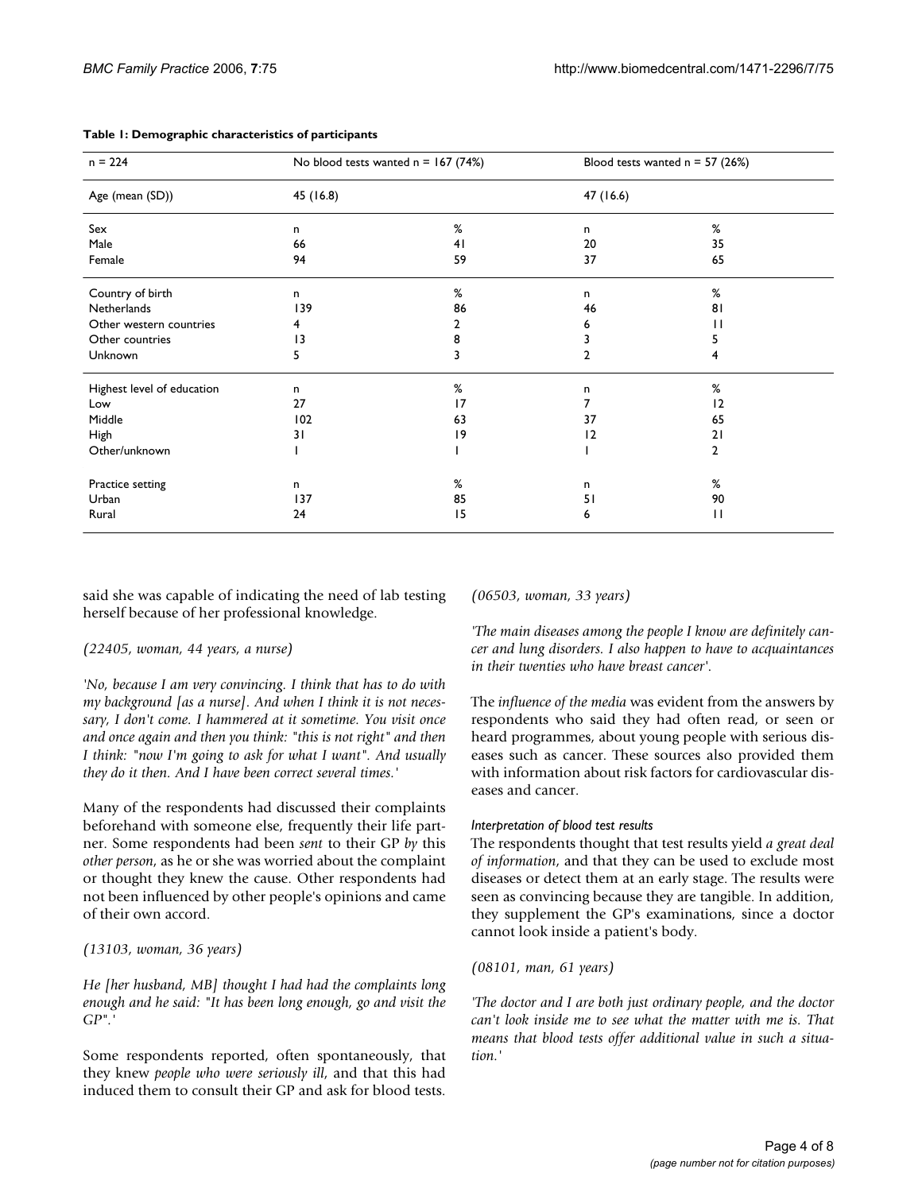**Table 1: Demographic characteristics of participants**

| n = 224 | No blood tests wanted n = 167 (74%) | | Blood tests wanted n = 57 (26%) | |
|---|---|---|---|---|
| Age (mean (SD)) | 45 (16.8) | | 47 (16.6) | |
| Sex | n | % | n | % |
| Male | 66 | 41 | 20 | 35 |
| Female | 94 | 59 | 37 | 65 |
| Country of birth | n | % | n | % |
| Netherlands | 139 | 86 | 46 | 81 |
| Other western countries | 4 | 2 | 6 | 11 |
| Other countries | 13 | 8 | 3 | 5 |
| Unknown | 5 | 3 | 2 | 4 |
| Highest level of education | n | % | n | % |
| Low | 27 | 17 | 7 | 12 |
| Middle | 102 | 63 | 37 | 65 |
| High | 31 | 19 | 12 | 21 |
| Other/unknown | 1 | 1 | 1 | 2 |
| Practice setting | n | % | n | % |
| Urban | 137 | 85 | 51 | 90 |
| Rural | 24 | 15 | 6 | 11 |

said she was capable of indicating the need of lab testing herself because of her professional knowledge.

*(22405, woman, 44 years, a nurse)*

*'No, because I am very convincing. I think that has to do with my background [as a nurse]. And when I think it is not necessary, I don't come. I hammered at it sometime. You visit once and once again and then you think: "this is not right" and then I think: "now I'm going to ask for what I want". And usually they do it then. And I have been correct several times.'*

Many of the respondents had discussed their complaints beforehand with someone else, frequently their life partner. Some respondents had been *sent* to their GP *by* this *other person*, as he or she was worried about the complaint or thought they knew the cause. Other respondents had not been influenced by other people's opinions and came of their own accord.

*(13103, woman, 36 years)*

*He [her husband, MB] thought I had had the complaints long enough and he said: "It has been long enough, go and visit the GP".'*

Some respondents reported, often spontaneously, that they knew *people who were seriously ill*, and that this had induced them to consult their GP and ask for blood tests.

*(06503, woman, 33 years)*

*'The main diseases among the people I know are definitely cancer and lung disorders. I also happen to have to acquaintances in their twenties who have breast cancer'.*

The *influence of the media* was evident from the answers by respondents who said they had often read, or seen or heard programmes, about young people with serious diseases such as cancer. These sources also provided them with information about risk factors for cardiovascular diseases and cancer.

#### *Interpretation of blood test results*

The respondents thought that test results yield *a great deal of information*, and that they can be used to exclude most diseases or detect them at an early stage. The results were seen as convincing because they are tangible. In addition, they supplement the GP's examinations, since a doctor cannot look inside a patient's body.

*(08101, man, 61 years)*

*'The doctor and I are both just ordinary people, and the doctor can't look inside me to see what the matter with me is. That means that blood tests offer additional value in such a situation.'*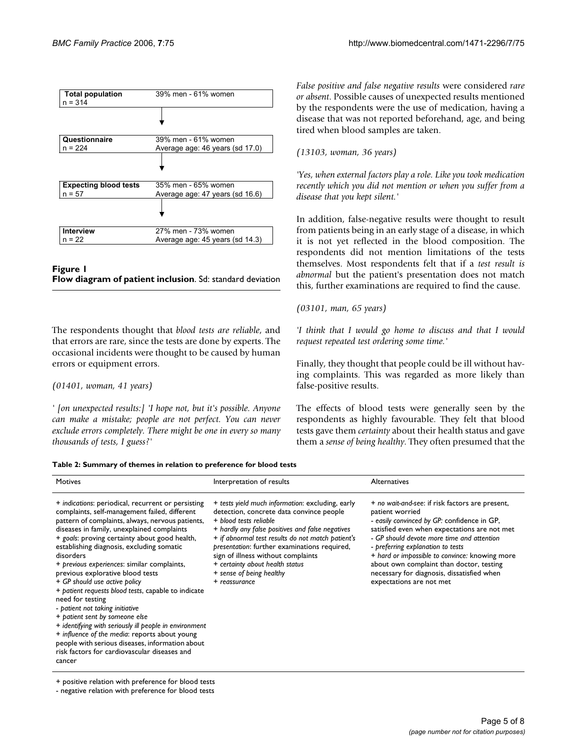| Total population | 39% men - 61% women |
|---|---|
| n = 314 | |
| ↓ | |
| **Questionnaire** | 39% men - 61% women |
| n = 224 | Average age: 46 years (sd 17.0) |
| ↓ | |
| **Expecting blood tests** | 35% men - 65% women |
| n = 57 | Average age: 47 years (sd 16.6) |
| ↓ | |
| **Interview** | 27% men - 73% women |
| n = 22 | Average age: 45 years (sd 14.3) |

**Figure 1**
**Flow diagram of patient inclusion**. Sd: standard deviation

The respondents thought that *blood tests are reliable*, and that errors are rare, since the tests are done by experts. The occasional incidents were thought to be caused by human errors or equipment errors.

*(01401, woman, 41 years)*

*' [on unexpected results:] 'I hope not, but it's possible. Anyone can make a mistake; people are not perfect. You can never exclude errors completely. There might be one in every so many thousands of tests, I guess?'*

*False positive and false negative results* were considered *rare or absent*. Possible causes of unexpected results mentioned by the respondents were the use of medication, having a disease that was not reported beforehand, age, and being tired when blood samples are taken.

*(13103, woman, 36 years)*

*'Yes, when external factors play a role. Like you took medication recently which you did not mention or when you suffer from a disease that you kept silent.'*

In addition, false-negative results were thought to result from patients being in an early stage of a disease, in which it is not yet reflected in the blood composition. The respondents did not mention limitations of the tests themselves. Most respondents felt that if a *test result is abnormal* but the patient's presentation does not match this, further examinations are required to find the cause.

*(03101, man, 65 years)*

*'I think that I would go home to discuss and that I would request repeated test ordering some time.'*

Finally, they thought that people could be ill without having complaints. This was regarded as more likely than false-positive results.

The effects of blood tests were generally seen by the respondents as highly favourable. They felt that blood tests gave them *certainty* about their health status and gave them a *sense of being healthy*. They often presumed that the

**Table 2: Summary of themes in relation to preference for blood tests**

| Motives | Interpretation of results | Alternatives |
|---|---|---|
| + *indications*: periodical, recurrent or persisting complaints, self-management failed, different pattern of complaints, always, nervous patients, diseases in family, unexplained complaints<br>+ *goals*: proving certainty about good health, establishing diagnosis, excluding somatic disorders<br>+ *previous experiences*: similar complaints, previous explorative blood tests<br>+ *GP should use active policy*<br>+ *patient requests blood tests*, capable to indicate need for testing<br>- *patient not taking initiative*<br>+ *patient sent by someone else*<br>+ *identifying with seriously ill people in environment*<br>+ *influence of the media*: reports about young people with serious diseases, information about risk factors for cardiovascular diseases and cancer | + *tests yield much information*: excluding, early detection, concrete data convince people<br>+ *blood tests reliable*<br>+ *hardly any false positives and false negatives*<br>+ *if abnormal test results do not match patient's presentation*: further examinations required, sign of illness without complaints<br>+ *certainty about health status*<br>+ *sense of being healthy*<br>+ *reassurance* | + *no wait-and-see*: if risk factors are present, patient worried<br>- *easily convinced by GP:* confidence in GP, satisfied even when expectations are not met<br>- *GP should devote more time and attention*<br>- *preferring explanation to tests*<br>+ *hard or impossible to convince:* knowing more about own complaint than doctor, testing necessary for diagnosis, dissatisfied when expectations are not met |

+ positive relation with preference for blood tests
- negative relation with preference for blood tests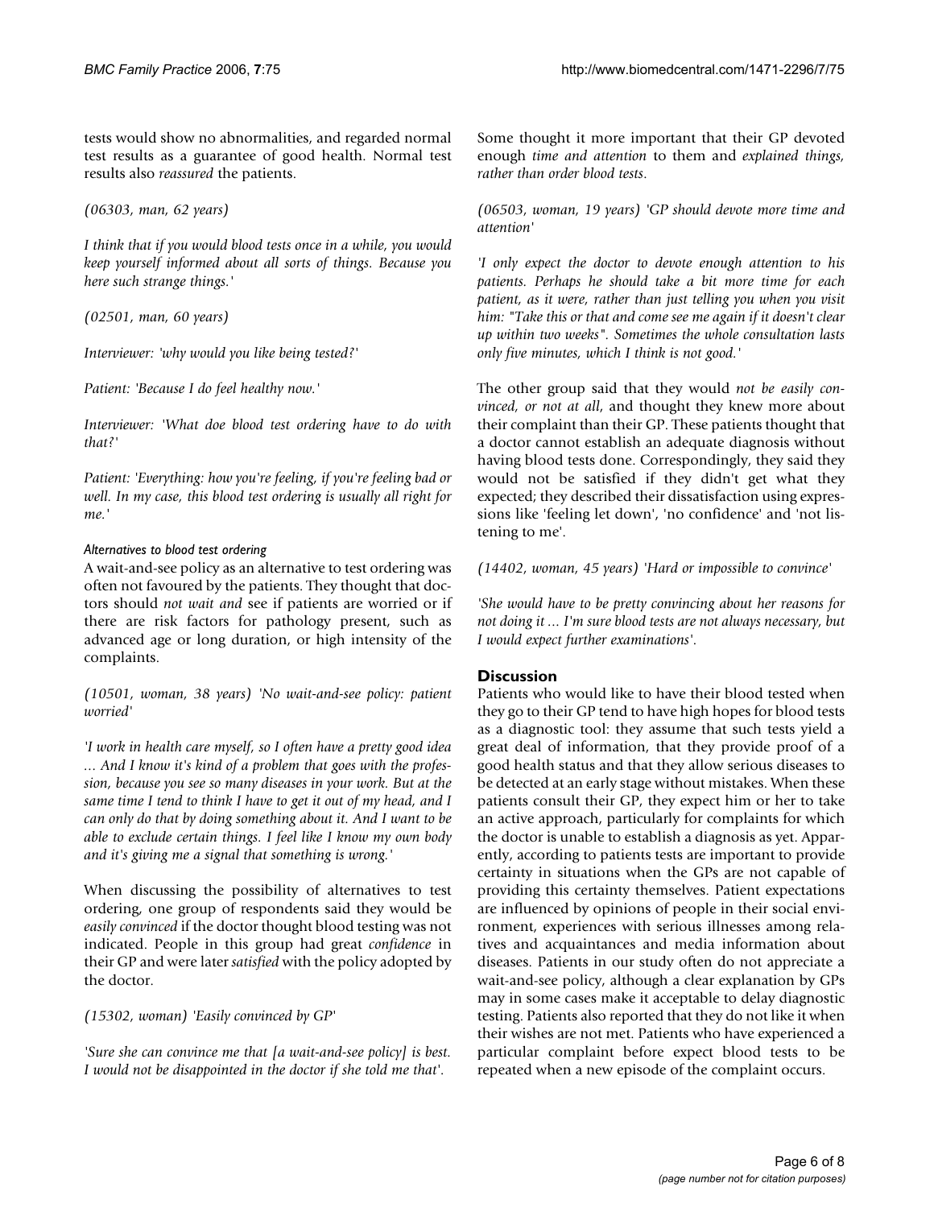tests would show no abnormalities, and regarded normal test results as a guarantee of good health. Normal test results also *reassured* the patients.

*(06303, man, 62 years)*

*I think that if you would blood tests once in a while, you would keep yourself informed about all sorts of things. Because you here such strange things.'*

*(02501, man, 60 years)*

*Interviewer: 'why would you like being tested?'*

*Patient: 'Because I do feel healthy now.'*

*Interviewer: 'What doe blood test ordering have to do with that?'*

*Patient: 'Everything: how you're feeling, if you're feeling bad or well. In my case, this blood test ordering is usually all right for me.'*

#### Alternatives to blood test ordering

A wait-and-see policy as an alternative to test ordering was often not favoured by the patients. They thought that doctors should *not wait and* see if patients are worried or if there are risk factors for pathology present, such as advanced age or long duration, or high intensity of the complaints.

*(10501, woman, 38 years) 'No wait-and-see policy: patient worried'*

*'I work in health care myself, so I often have a pretty good idea ... And I know it's kind of a problem that goes with the profession, because you see so many diseases in your work. But at the same time I tend to think I have to get it out of my head, and I can only do that by doing something about it. And I want to be able to exclude certain things. I feel like I know my own body and it's giving me a signal that something is wrong.'*

When discussing the possibility of alternatives to test ordering, one group of respondents said they would be *easily convinced* if the doctor thought blood testing was not indicated. People in this group had great *confidence* in their GP and were later *satisfied* with the policy adopted by the doctor.

*(15302, woman) 'Easily convinced by GP'*

*'Sure she can convince me that [a wait-and-see policy] is best. I would not be disappointed in the doctor if she told me that'.*

Some thought it more important that their GP devoted enough *time and attention* to them and *explained things, rather than order blood tests*.

*(06503, woman, 19 years) 'GP should devote more time and attention'*

*'I only expect the doctor to devote enough attention to his patients. Perhaps he should take a bit more time for each patient, as it were, rather than just telling you when you visit him: "Take this or that and come see me again if it doesn't clear up within two weeks". Sometimes the whole consultation lasts only five minutes, which I think is not good.'*

The other group said that they would *not be easily convinced, or not at all*, and thought they knew more about their complaint than their GP. These patients thought that a doctor cannot establish an adequate diagnosis without having blood tests done. Correspondingly, they said they would not be satisfied if they didn't get what they expected; they described their dissatisfaction using expressions like 'feeling let down', 'no confidence' and 'not listening to me'.

*(14402, woman, 45 years) 'Hard or impossible to convince'*

*'She would have to be pretty convincing about her reasons for not doing it ... I'm sure blood tests are not always necessary, but I would expect further examinations'.*

## Discussion

Patients who would like to have their blood tested when they go to their GP tend to have high hopes for blood tests as a diagnostic tool: they assume that such tests yield a great deal of information, that they provide proof of a good health status and that they allow serious diseases to be detected at an early stage without mistakes. When these patients consult their GP, they expect him or her to take an active approach, particularly for complaints for which the doctor is unable to establish a diagnosis as yet. Apparently, according to patients tests are important to provide certainty in situations when the GPs are not capable of providing this certainty themselves. Patient expectations are influenced by opinions of people in their social environment, experiences with serious illnesses among relatives and acquaintances and media information about diseases. Patients in our study often do not appreciate a wait-and-see policy, although a clear explanation by GPs may in some cases make it acceptable to delay diagnostic testing. Patients also reported that they do not like it when their wishes are not met. Patients who have experienced a particular complaint before expect blood tests to be repeated when a new episode of the complaint occurs.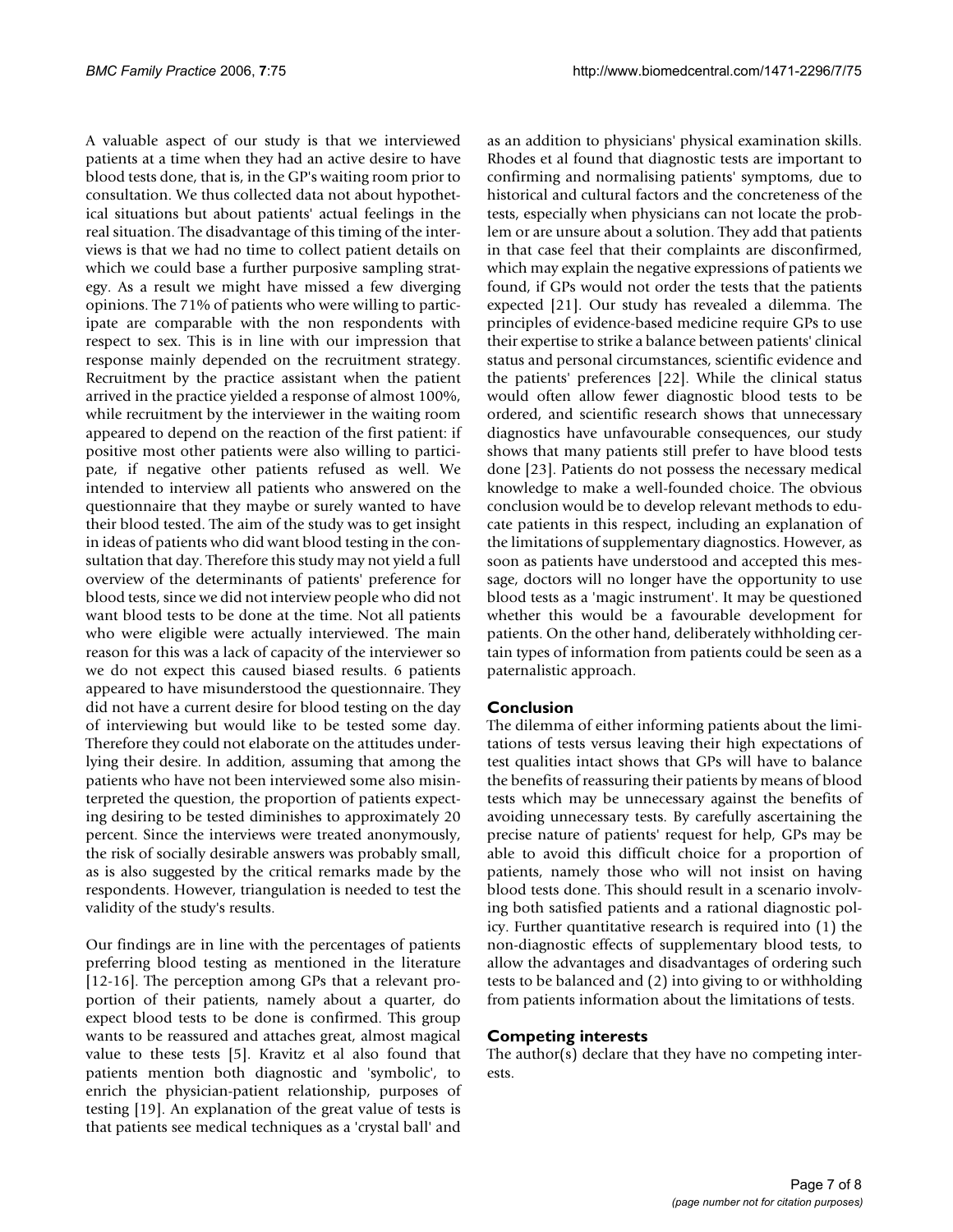A valuable aspect of our study is that we interviewed patients at a time when they had an active desire to have blood tests done, that is, in the GP's waiting room prior to consultation. We thus collected data not about hypothetical situations but about patients' actual feelings in the real situation. The disadvantage of this timing of the interviews is that we had no time to collect patient details on which we could base a further purposive sampling strategy. As a result we might have missed a few diverging opinions. The 71% of patients who were willing to participate are comparable with the non respondents with respect to sex. This is in line with our impression that response mainly depended on the recruitment strategy. Recruitment by the practice assistant when the patient arrived in the practice yielded a response of almost 100%, while recruitment by the interviewer in the waiting room appeared to depend on the reaction of the first patient: if positive most other patients were also willing to participate, if negative other patients refused as well. We intended to interview all patients who answered on the questionnaire that they maybe or surely wanted to have their blood tested. The aim of the study was to get insight in ideas of patients who did want blood testing in the consultation that day. Therefore this study may not yield a full overview of the determinants of patients' preference for blood tests, since we did not interview people who did not want blood tests to be done at the time. Not all patients who were eligible were actually interviewed. The main reason for this was a lack of capacity of the interviewer so we do not expect this caused biased results. 6 patients appeared to have misunderstood the questionnaire. They did not have a current desire for blood testing on the day of interviewing but would like to be tested some day. Therefore they could not elaborate on the attitudes underlying their desire. In addition, assuming that among the patients who have not been interviewed some also misinterpreted the question, the proportion of patients expecting desiring to be tested diminishes to approximately 20 percent. Since the interviews were treated anonymously, the risk of socially desirable answers was probably small, as is also suggested by the critical remarks made by the respondents. However, triangulation is needed to test the validity of the study's results.

Our findings are in line with the percentages of patients preferring blood testing as mentioned in the literature [12-16]. The perception among GPs that a relevant proportion of their patients, namely about a quarter, do expect blood tests to be done is confirmed. This group wants to be reassured and attaches great, almost magical value to these tests [5]. Kravitz et al also found that patients mention both diagnostic and 'symbolic', to enrich the physician-patient relationship, purposes of testing [19]. An explanation of the great value of tests is that patients see medical techniques as a 'crystal ball' and as an addition to physicians' physical examination skills. Rhodes et al found that diagnostic tests are important to confirming and normalising patients' symptoms, due to historical and cultural factors and the concreteness of the tests, especially when physicians can not locate the problem or are unsure about a solution. They add that patients in that case feel that their complaints are disconfirmed, which may explain the negative expressions of patients we found, if GPs would not order the tests that the patients expected [21]. Our study has revealed a dilemma. The principles of evidence-based medicine require GPs to use their expertise to strike a balance between patients' clinical status and personal circumstances, scientific evidence and the patients' preferences [22]. While the clinical status would often allow fewer diagnostic blood tests to be ordered, and scientific research shows that unnecessary diagnostics have unfavourable consequences, our study shows that many patients still prefer to have blood tests done [23]. Patients do not possess the necessary medical knowledge to make a well-founded choice. The obvious conclusion would be to develop relevant methods to educate patients in this respect, including an explanation of the limitations of supplementary diagnostics. However, as soon as patients have understood and accepted this message, doctors will no longer have the opportunity to use blood tests as a 'magic instrument'. It may be questioned whether this would be a favourable development for patients. On the other hand, deliberately withholding certain types of information from patients could be seen as a paternalistic approach.

## Conclusion

The dilemma of either informing patients about the limitations of tests versus leaving their high expectations of test qualities intact shows that GPs will have to balance the benefits of reassuring their patients by means of blood tests which may be unnecessary against the benefits of avoiding unnecessary tests. By carefully ascertaining the precise nature of patients' request for help, GPs may be able to avoid this difficult choice for a proportion of patients, namely those who will not insist on having blood tests done. This should result in a scenario involving both satisfied patients and a rational diagnostic policy. Further quantitative research is required into (1) the non-diagnostic effects of supplementary blood tests, to allow the advantages and disadvantages of ordering such tests to be balanced and (2) into giving to or withholding from patients information about the limitations of tests.

## Competing interests

The author(s) declare that they have no competing interests.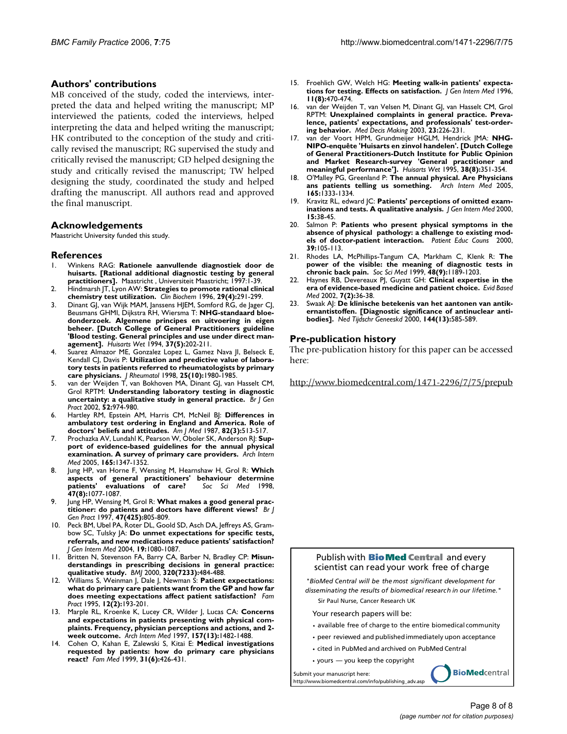## Authors' contributions

MB conceived of the study, coded the interviews, interpreted the data and helped writing the manuscript; MP interviewed the patients, coded the interviews, helped interpreting the data and helped writing the manuscript; HK contributed to the conception of the study and critically revised the manuscript; RG supervised the study and critically revised the manuscript; GD helped designing the study and critically revised the manuscript; TW helped designing the study, coordinated the study and helped drafting the manuscript. All authors read and approved the final manuscript.

## Acknowledgements

Maastricht University funded this study.

## References

1. Winkens RAG: **Rationele aanvullende diagnostiek door de huisarts. [Rational additional diagnostic testing by general practitioners].** Maastricht , Universiteit Maastricht; 1997:1-39.
2. Hindmarsh JT, Lyon AW: **Strategies to promote rational clinical chemistry test utilization.** *Clin Biochem* 1996, **29(4):**291-299.
3. Dinant GJ, van Wijk MAM, Janssens HJEM, Somford RG, de Jager CJ, Beusmans GHMI, Dijkstra RH, Wiersma T: **NHG-standaard bloedonderzoek. Algemene principes en uitvoering in eigen beheer. [Dutch College of General Practitioners guideline 'Blood testing. General principles and use under direct management].** *Huisarts Wet* 1994, **37(5):**202-211.
4. Suarez Almazor ME, Gonzalez Lopez L, Gamez Nava JI, Belseck E, Kendall CJ, Davis P: **Utilization and predictive value of laboratory tests in patients referred to rheumatologists by primary care physicians.** *J Rheumatol* 1998, **25(10):**1980-1985.
5. van der Weijden T, van Bokhoven MA, Dinant GJ, van Hasselt CM, Grol RPTM: **Understanding laboratory testing in diagnostic uncertainty: a qualitative study in general practice.** *Br J Gen Pract* 2002, **52:**974-980.
6. Hartley RM, Epstein AM, Harris CM, McNeil BJ: **Differences in ambulatory test ordering in England and America. Role of doctors' beliefs and attitudes.** *Am J Med* 1987, **82(3):**513-517.
7. Prochazka AV, Lundahl K, Pearson W, Oboler SK, Anderson RJ: **Support of evidence-based guidelines for the annual physical examination. A survey of primary care providers.** *Arch Intern Med* 2005, **165:**1347-1352.
8. Jung HP, van Horne F, Wensing M, Hearnshaw H, Grol R: **Which aspects of general practitioners' behaviour determine patients' evaluations of care?** *Soc Sci Med* 1998, **47(8):**1077-1087.
9. Jung HP, Wensing M, Grol R: **What makes a good general practitioner: do patients and doctors have different views?** *Br J Gen Pract* 1997, **47(425):**805-809.
10. Peck BM, Ubel PA, Roter DL, Goold SD, Asch DA, Jeffreys AS, Grambow SC, Tulsky JA: **Do unmet expectations for specific tests, referrals, and new medications reduce patients' satisfaction?** *J Gen Intern Med* 2004, **19:**1080-1087.
11. Britten N, Stevenson FA, Barry CA, Barber N, Bradley CP: **Misunderstandings in prescribing decisions in general practice: qualitative study.** *BMJ* 2000, **320(7233):**484-488.
12. Williams S, Weinman J, Dale J, Newman S: **Patient expectations: what do primary care patients want from the GP and how far does meeting expectations affect patient satisfaction?** *Fam Pract* 1995, **12(2):**193-201.
13. Marple RL, Kroenke K, Lucey CR, Wilder J, Lucas CA: **Concerns and expectations in patients presenting with physical complaints. Frequency, physician perceptions and actions, and 2-week outcome.** *Arch Intern Med* 1997, **157(13):**1482-1488.
14. Cohen O, Kahan E, Zalewski S, Kitai E: **Medical investigations requested by patients: how do primary care physicians react?** *Fam Med* 1999, **31(6):**426-431.
15. Froehlich GW, Welch HG: **Meeting walk-in patients' expectations for testing. Effects on satisfaction.** *J Gen Intern Med* 1996, **11(8):**470-474.
16. van der Weijden T, van Velsen M, Dinant GJ, van Hasselt CM, Grol RPTM: **Unexplained complaints in general practice. Prevalence, patients' expectations, and professionals' test-ordering behavior.** *Med Decis Making* 2003, **23:**226-231.
17. van der Voort HPM, Grundmeijer HGLM, Hendrick JMA: **NHG-NIPO-enquête 'Huisarts en zinvol handelen'. [Dutch College of General Practitioners-Dutch Institute for Public Opinion and Market Research-survey 'General practitioner and meaningful performance'].** *Huisarts Wet* 1995, **38(8):**351-354.
18. O'Malley PG, Greenland P: **The annual physical. Are Physicians ans patients telling us something.** *Arch Intern Med* 2005, **165:**1333-1334.
19. Kravitz RL, edward JC: **Patients' perceptions of omitted examinations and tests. A qualitative analysis.** *J Gen Intern Med* 2000, **15:**38-45.
20. Salmon P: **Patients who present physical symptoms in the absence of physical pathology: a challenge to existing models of doctor-patient interaction.** *Patient Educ Couns* 2000, **39:**105-113.
21. Rhodes LA, McPhillips-Tangum CA, Markham C, Klenk R: **The power of the visible: the meaning of diagnostic tests in chronic back pain.** *Soc Sci Med* 1999, **48(9):**1189-1203.
22. Haynes RB, Devereaux PJ, Guyatt GH: **Clinical expertise in the era of evidence-based medicine and patient choice.** *Evid Based Med* 2002, **7(2):**36-38.
23. Swaak AJ: **De klinische betekenis van het aantonen van antikernantistoffen. [Diagnostic significance of antinuclear antibodies].** *Ned Tijdschr Geneeskd* 2000, **144(13):**585-589.

## Pre-publication history

The pre-publication history for this paper can be accessed here:

http://www.biomedcentral.com/1471-2296/7/75/prepub

Publish with **BioMed Central** and every scientist can read your work free of charge

*"BioMed Central will be the most significant development for disseminating the results of biomedical research in our lifetime."*
Sir Paul Nurse, Cancer Research UK

Your research papers will be:

- available free of charge to the entire biomedical community
- peer reviewed and published immediately upon acceptance
- cited in PubMed and archived on PubMed Central
- yours — you keep the copyright

Submit your manuscript here:
http://www.biomedcentral.com/info/publishing_adv.asp

BioMedcentral